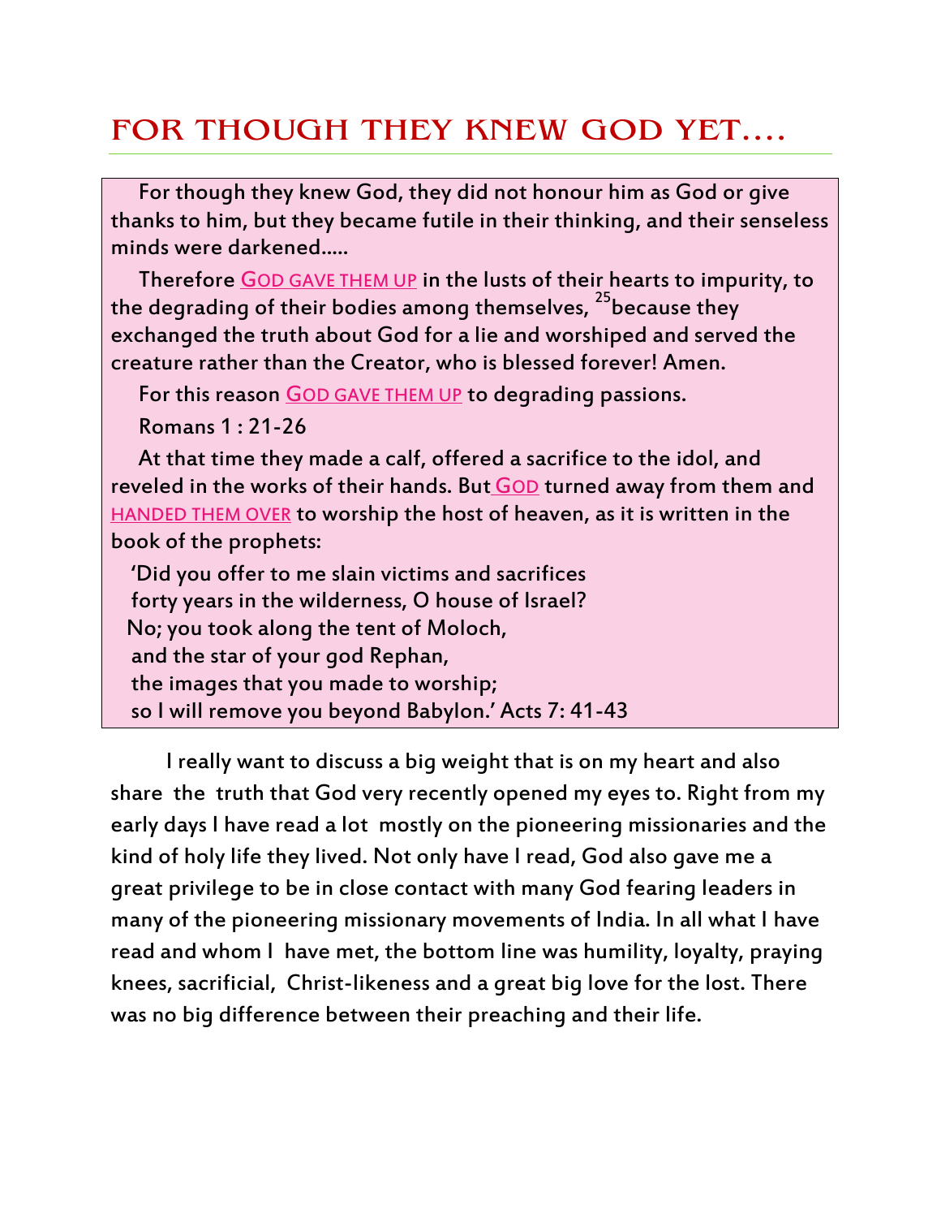# FOR THOUGH THEY KNEW GOD YET….

> For though they knew God, they did not honour him as God or give thanks to him, but they became futile in their thinking, and their senseless minds were darkened…..
>
> Therefore <u>GOD GAVE THEM UP</u> in the lusts of their hearts to impurity, to the degrading of their bodies among themselves, [25]because they exchanged the truth about God for a lie and worshiped and served the creature rather than the Creator, who is blessed forever! Amen.
>
> For this reason <u>GOD GAVE THEM UP</u> to degrading passions.
>
> Romans 1 : 21-26
>
> At that time they made a calf, offered a sacrifice to the idol, and reveled in the works of their hands. But <u>GOD</u> turned away from them and <u>HANDED THEM OVER</u> to worship the host of heaven, as it is written in the book of the prophets:
>
> 'Did you offer to me slain victims and sacrifices  
> forty years in the wilderness, O house of Israel?  
> No; you took along the tent of Moloch,  
> and the star of your god Rephan,  
> the images that you made to worship;  
> so I will remove you beyond Babylon.' Acts 7: 41-43

I really want to discuss a big weight that is on my heart and also share the truth that God very recently opened my eyes to. Right from my early days I have read a lot mostly on the pioneering missionaries and the kind of holy life they lived. Not only have I read, God also gave me a great privilege to be in close contact with many God fearing leaders in many of the pioneering missionary movements of India. In all what I have read and whom I have met, the bottom line was humility, loyalty, praying knees, sacrificial, Christ-likeness and a great big love for the lost. There was no big difference between their preaching and their life.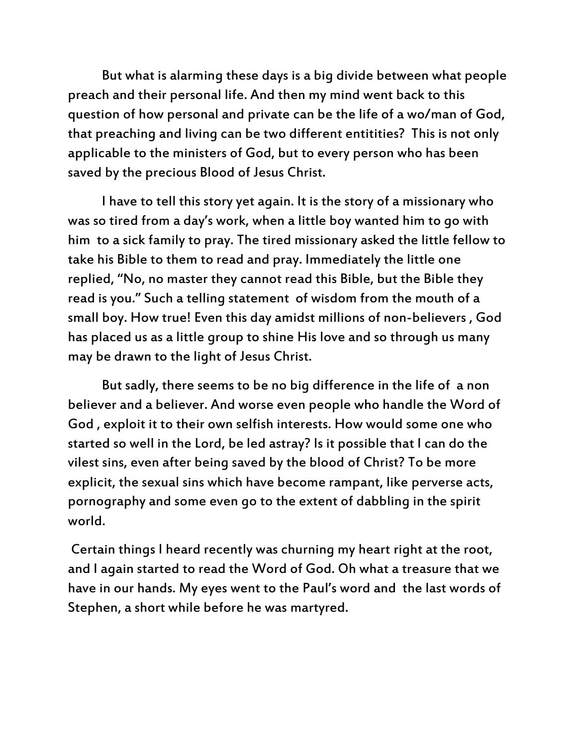But what is alarming these days is a big divide between what people preach and their personal life. And then my mind went back to this question of how personal and private can be the life of a wo/man of God, that preaching and living can be two different entitities? This is not only applicable to the ministers of God, but to every person who has been saved by the precious Blood of Jesus Christ.

I have to tell this story yet again. It is the story of a missionary who was so tired from a day's work, when a little boy wanted him to go with him to a sick family to pray. The tired missionary asked the little fellow to take his Bible to them to read and pray. Immediately the little one replied, "No, no master they cannot read this Bible, but the Bible they read is you." Such a telling statement of wisdom from the mouth of a small boy. How true! Even this day amidst millions of non-believers , God has placed us as a little group to shine His love and so through us many may be drawn to the light of Jesus Christ.

But sadly, there seems to be no big difference in the life of a non believer and a believer. And worse even people who handle the Word of God , exploit it to their own selfish interests. How would some one who started so well in the Lord, be led astray? Is it possible that I can do the vilest sins, even after being saved by the blood of Christ? To be more explicit, the sexual sins which have become rampant, like perverse acts, pornography and some even go to the extent of dabbling in the spirit world.

Certain things I heard recently was churning my heart right at the root, and I again started to read the Word of God. Oh what a treasure that we have in our hands. My eyes went to the Paul's word and the last words of Stephen, a short while before he was martyred.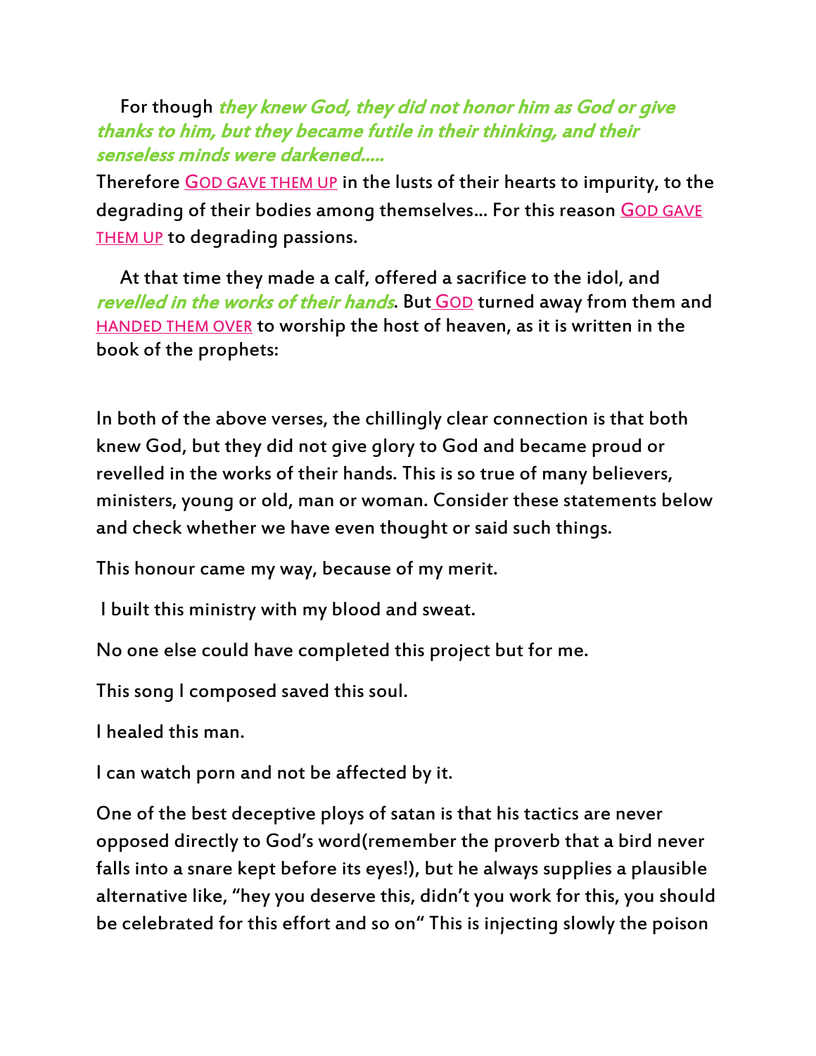For though ***they knew God, they did not honor him as God or give thanks to him, but they became futile in their thinking, and their senseless minds were darkened.....***

Therefore GOD GAVE THEM UP in the lusts of their hearts to impurity, to the degrading of their bodies among themselves... For this reason GOD GAVE THEM UP to degrading passions.

At that time they made a calf, offered a sacrifice to the idol, and ***revelled in the works of their hands***. But GOD turned away from them and HANDED THEM OVER to worship the host of heaven, as it is written in the book of the prophets:

In both of the above verses, the chillingly clear connection is that both knew God, but they did not give glory to God and became proud or revelled in the works of their hands. This is so true of many believers, ministers, young or old, man or woman. Consider these statements below and check whether we have even thought or said such things.

This honour came my way, because of my merit.

I built this ministry with my blood and sweat.

No one else could have completed this project but for me.

This song I composed saved this soul.

I healed this man.

I can watch porn and not be affected by it.

One of the best deceptive ploys of satan is that his tactics are never opposed directly to God's word(remember the proverb that a bird never falls into a snare kept before its eyes!), but he always supplies a plausible alternative like, "hey you deserve this, didn't you work for this, you should be celebrated for this effort and so on" This is injecting slowly the poison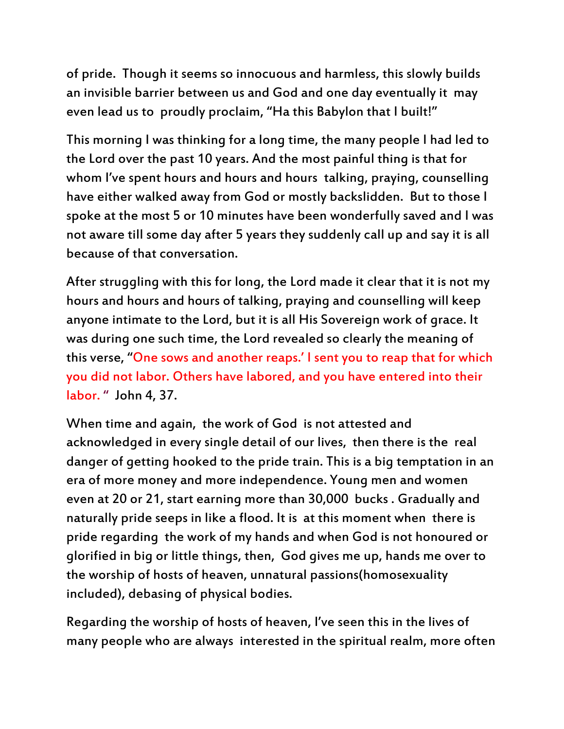of pride.  Though it seems so innocuous and harmless, this slowly builds an invisible barrier between us and God and one day eventually it  may even lead us to  proudly proclaim, "Ha this Babylon that I built!"

This morning I was thinking for a long time, the many people I had led to the Lord over the past 10 years. And the most painful thing is that for whom I've spent hours and hours and hours  talking, praying, counselling have either walked away from God or mostly backslidden.  But to those I spoke at the most 5 or 10 minutes have been wonderfully saved and I was not aware till some day after 5 years they suddenly call up and say it is all because of that conversation.

After struggling with this for long, the Lord made it clear that it is not my hours and hours and hours of talking, praying and counselling will keep anyone intimate to the Lord, but it is all His Sovereign work of grace. It was during one such time, the Lord revealed so clearly the meaning of this verse, "One sows and another reaps.' I sent you to reap that for which you did not labor. Others have labored, and you have entered into their labor. "  John 4, 37.

When time and again,  the work of God  is not attested and acknowledged in every single detail of our lives,  then there is the  real danger of getting hooked to the pride train. This is a big temptation in an era of more money and more independence. Young men and women even at 20 or 21, start earning more than 30,000  bucks . Gradually and naturally pride seeps in like a flood. It is  at this moment when  there is pride regarding  the work of my hands and when God is not honoured or glorified in big or little things, then,  God gives me up, hands me over to the worship of hosts of heaven, unnatural passions(homosexuality included), debasing of physical bodies.

Regarding the worship of hosts of heaven, I've seen this in the lives of many people who are always  interested in the spiritual realm, more often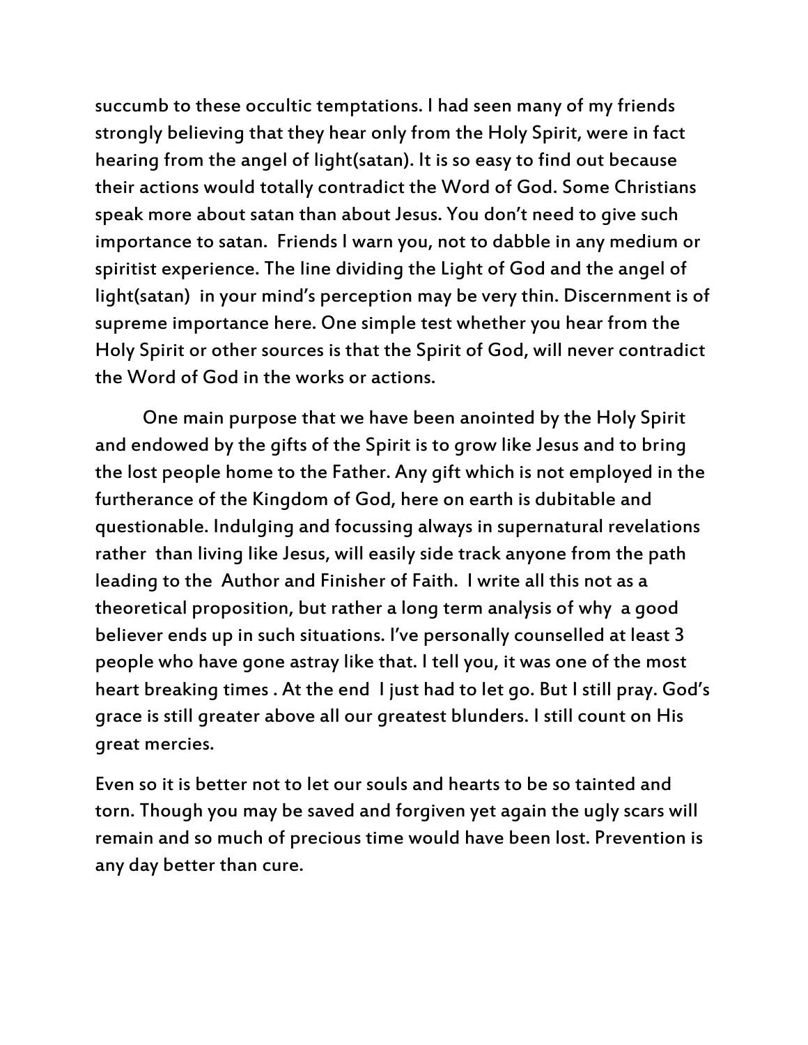succumb to these occultic temptations. I had seen many of my friends strongly believing that they hear only from the Holy Spirit, were in fact hearing from the angel of light(satan). It is so easy to find out because their actions would totally contradict the Word of God. Some Christians speak more about satan than about Jesus. You don't need to give such importance to satan. Friends I warn you, not to dabble in any medium or spiritist experience. The line dividing the Light of God and the angel of light(satan) in your mind's perception may be very thin. Discernment is of supreme importance here. One simple test whether you hear from the Holy Spirit or other sources is that the Spirit of God, will never contradict the Word of God in the works or actions.

One main purpose that we have been anointed by the Holy Spirit and endowed by the gifts of the Spirit is to grow like Jesus and to bring the lost people home to the Father. Any gift which is not employed in the furtherance of the Kingdom of God, here on earth is dubitable and questionable. Indulging and focussing always in supernatural revelations rather than living like Jesus, will easily side track anyone from the path leading to the Author and Finisher of Faith. I write all this not as a theoretical proposition, but rather a long term analysis of why a good believer ends up in such situations. I've personally counselled at least 3 people who have gone astray like that. I tell you, it was one of the most heart breaking times . At the end I just had to let go. But I still pray. God's grace is still greater above all our greatest blunders. I still count on His great mercies.

Even so it is better not to let our souls and hearts to be so tainted and torn. Though you may be saved and forgiven yet again the ugly scars will remain and so much of precious time would have been lost. Prevention is any day better than cure.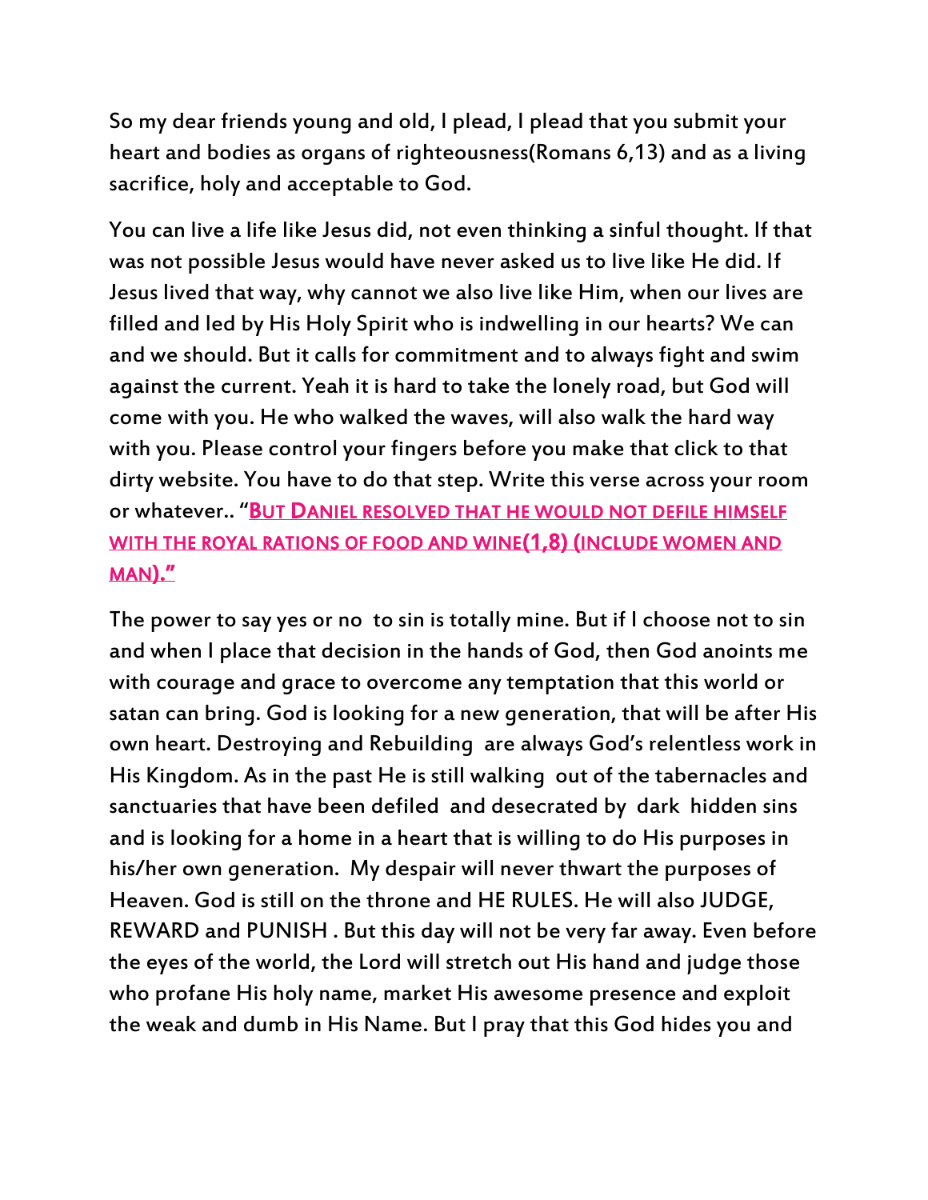So my dear friends young and old, I plead, I plead that you submit your heart and bodies as organs of righteousness(Romans 6,13) and as a living sacrifice, holy and acceptable to God.

You can live a life like Jesus did, not even thinking a sinful thought. If that was not possible Jesus would have never asked us to live like He did. If Jesus lived that way, why cannot we also live like Him, when our lives are filled and led by His Holy Spirit who is indwelling in our hearts? We can and we should. But it calls for commitment and to always fight and swim against the current. Yeah it is hard to take the lonely road, but God will come with you. He who walked the waves, will also walk the hard way with you. Please control your fingers before you make that click to that dirty website. You have to do that step. Write this verse across your room or whatever.. "**BUT DANIEL RESOLVED THAT HE WOULD NOT DEFILE HIMSELF WITH THE ROYAL RATIONS OF FOOD AND WINE(1,8) (INCLUDE WOMEN AND MAN)."**

The power to say yes or no to sin is totally mine. But if I choose not to sin and when I place that decision in the hands of God, then God anoints me with courage and grace to overcome any temptation that this world or satan can bring. God is looking for a new generation, that will be after His own heart. Destroying and Rebuilding are always God's relentless work in His Kingdom. As in the past He is still walking out of the tabernacles and sanctuaries that have been defiled and desecrated by dark hidden sins and is looking for a home in a heart that is willing to do His purposes in his/her own generation. My despair will never thwart the purposes of Heaven. God is still on the throne and HE RULES. He will also JUDGE, REWARD and PUNISH . But this day will not be very far away. Even before the eyes of the world, the Lord will stretch out His hand and judge those who profane His holy name, market His awesome presence and exploit the weak and dumb in His Name. But I pray that this God hides you and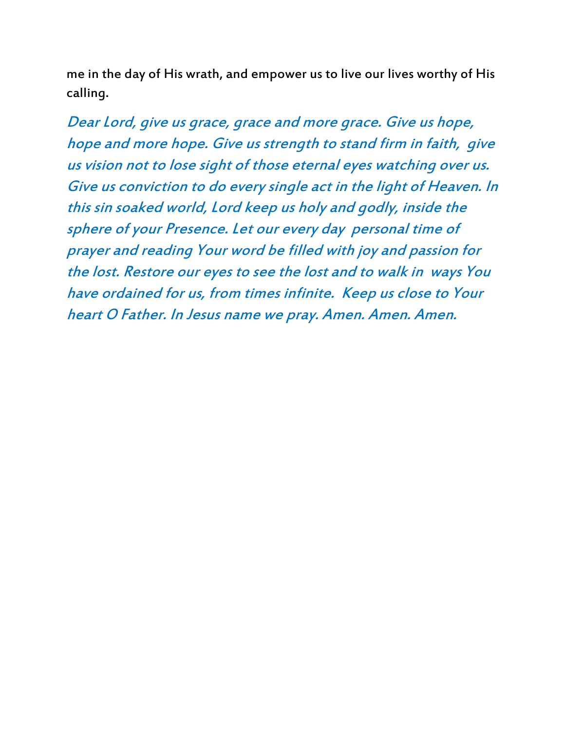me in the day of His wrath, and empower us to live our lives worthy of His calling.

*Dear Lord, give us grace, grace and more grace. Give us hope, hope and more hope. Give us strength to stand firm in faith, give us vision not to lose sight of those eternal eyes watching over us. Give us conviction to do every single act in the light of Heaven. In this sin soaked world, Lord keep us holy and godly, inside the sphere of your Presence. Let our every day personal time of prayer and reading Your word be filled with joy and passion for the lost. Restore our eyes to see the lost and to walk in ways You have ordained for us, from times infinite. Keep us close to Your heart O Father. In Jesus name we pray. Amen. Amen. Amen.*